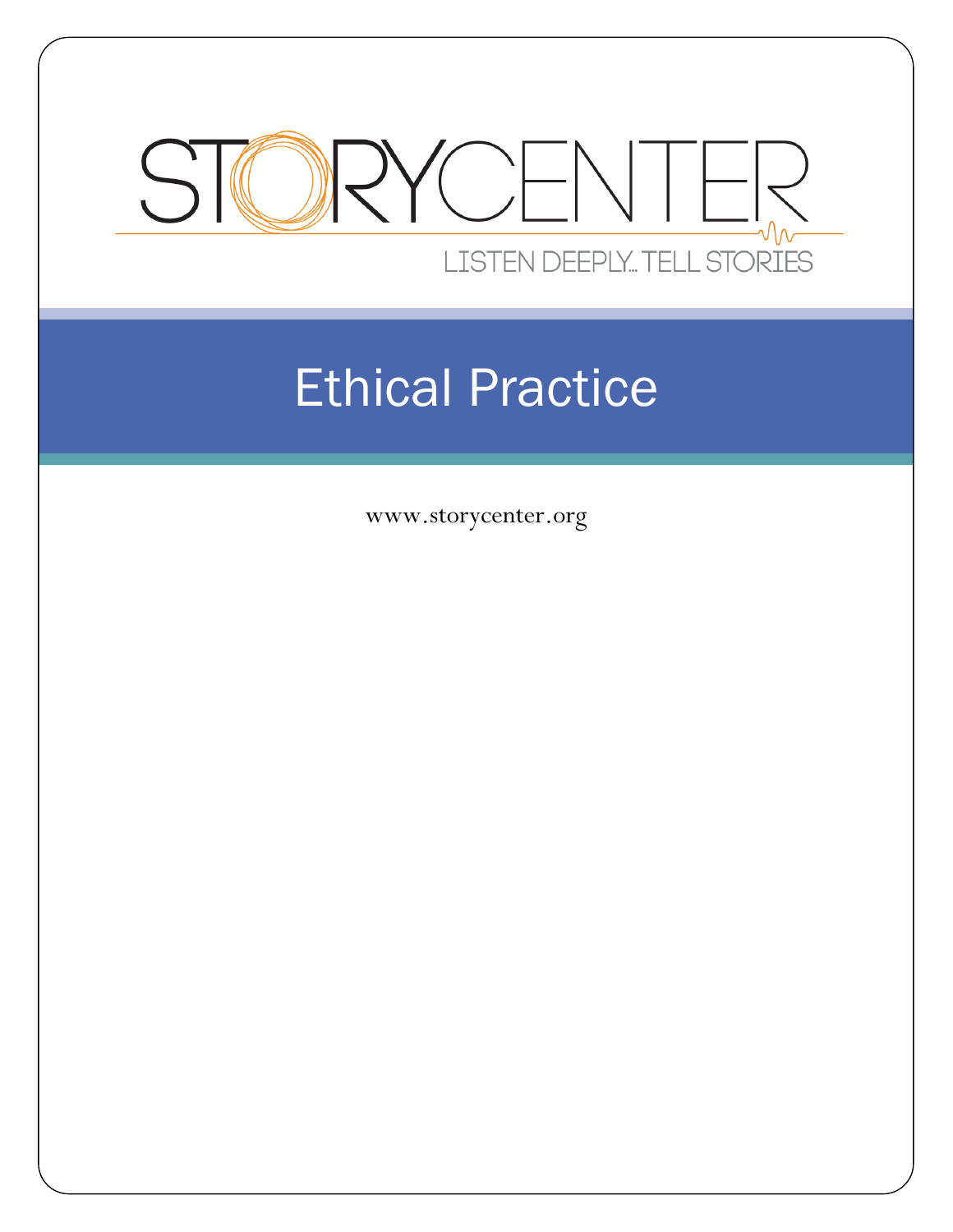STORYCENTER

LISTEN DEEPLY... TELL STORIES

# Ethical Practice

www.storycenter.org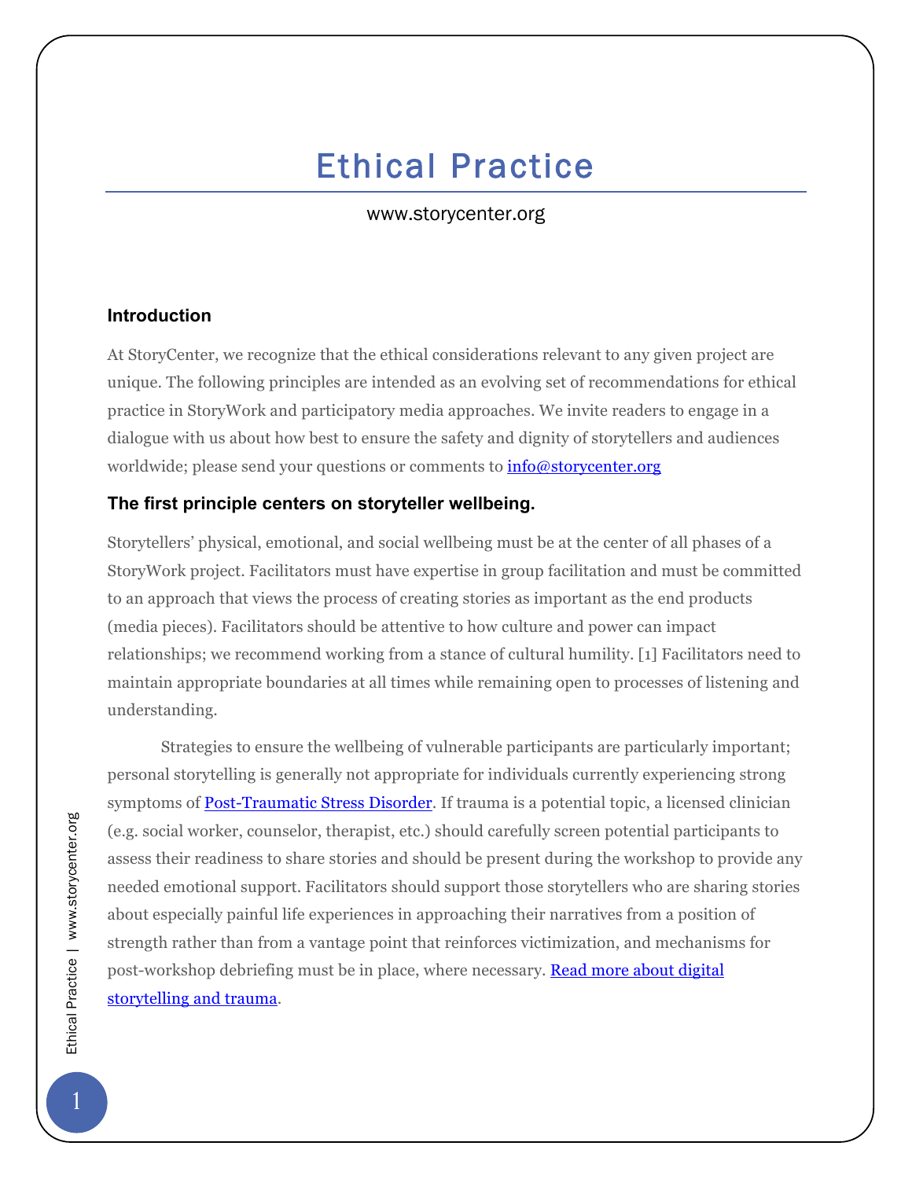# Ethical Practice

www.storycenter.org

### Introduction

At StoryCenter, we recognize that the ethical considerations relevant to any given project are unique. The following principles are intended as an evolving set of recommendations for ethical practice in StoryWork and participatory media approaches. We invite readers to engage in a dialogue with us about how best to ensure the safety and dignity of storytellers and audiences worldwide; please send your questions or comments to [info@storycenter.org](mailto:info@storycenter.org)

### The first principle centers on storyteller wellbeing.

Storytellers' physical, emotional, and social wellbeing must be at the center of all phases of a StoryWork project. Facilitators must have expertise in group facilitation and must be committed to an approach that views the process of creating stories as important as the end products (media pieces). Facilitators should be attentive to how culture and power can impact relationships; we recommend working from a stance of cultural humility. [1] Facilitators need to maintain appropriate boundaries at all times while remaining open to processes of listening and understanding.

Strategies to ensure the wellbeing of vulnerable participants are particularly important; personal storytelling is generally not appropriate for individuals currently experiencing strong symptoms of Post-Traumatic Stress Disorder. If trauma is a potential topic, a licensed clinician (e.g. social worker, counselor, therapist, etc.) should carefully screen potential participants to assess their readiness to share stories and should be present during the workshop to provide any needed emotional support. Facilitators should support those storytellers who are sharing stories about especially painful life experiences in approaching their narratives from a position of strength rather than from a vantage point that reinforces victimization, and mechanisms for post-workshop debriefing must be in place, where necessary. Read more about digital storytelling and trauma.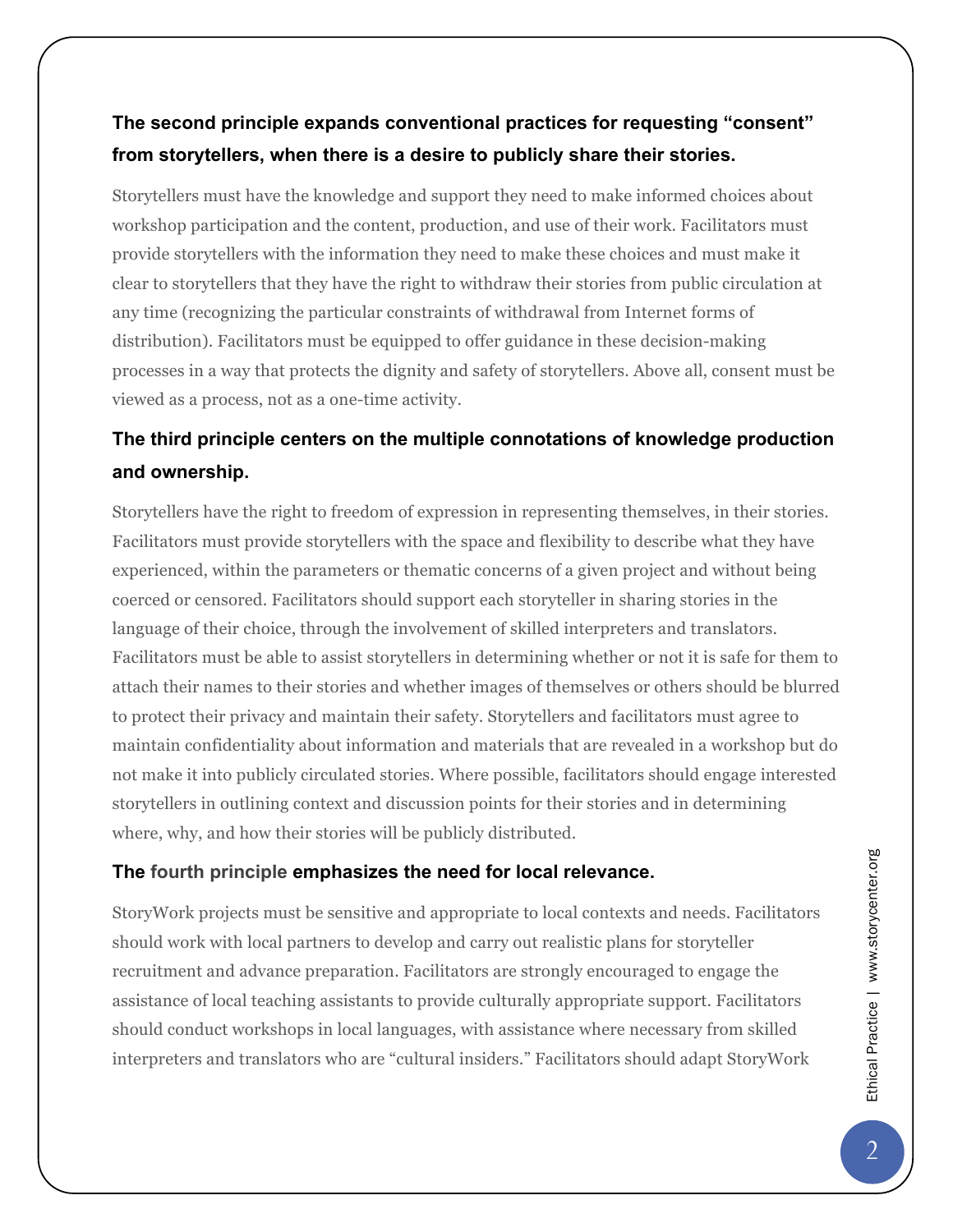**The second principle expands conventional practices for requesting "consent" from storytellers, when there is a desire to publicly share their stories.**

Storytellers must have the knowledge and support they need to make informed choices about workshop participation and the content, production, and use of their work. Facilitators must provide storytellers with the information they need to make these choices and must make it clear to storytellers that they have the right to withdraw their stories from public circulation at any time (recognizing the particular constraints of withdrawal from Internet forms of distribution). Facilitators must be equipped to offer guidance in these decision-making processes in a way that protects the dignity and safety of storytellers. Above all, consent must be viewed as a process, not as a one-time activity.

**The third principle centers on the multiple connotations of knowledge production and ownership.**

Storytellers have the right to freedom of expression in representing themselves, in their stories. Facilitators must provide storytellers with the space and flexibility to describe what they have experienced, within the parameters or thematic concerns of a given project and without being coerced or censored. Facilitators should support each storyteller in sharing stories in the language of their choice, through the involvement of skilled interpreters and translators. Facilitators must be able to assist storytellers in determining whether or not it is safe for them to attach their names to their stories and whether images of themselves or others should be blurred to protect their privacy and maintain their safety. Storytellers and facilitators must agree to maintain confidentiality about information and materials that are revealed in a workshop but do not make it into publicly circulated stories. Where possible, facilitators should engage interested storytellers in outlining context and discussion points for their stories and in determining where, why, and how their stories will be publicly distributed.

**The fourth principle emphasizes the need for local relevance.**

StoryWork projects must be sensitive and appropriate to local contexts and needs. Facilitators should work with local partners to develop and carry out realistic plans for storyteller recruitment and advance preparation. Facilitators are strongly encouraged to engage the assistance of local teaching assistants to provide culturally appropriate support. Facilitators should conduct workshops in local languages, with assistance where necessary from skilled interpreters and translators who are "cultural insiders." Facilitators should adapt StoryWork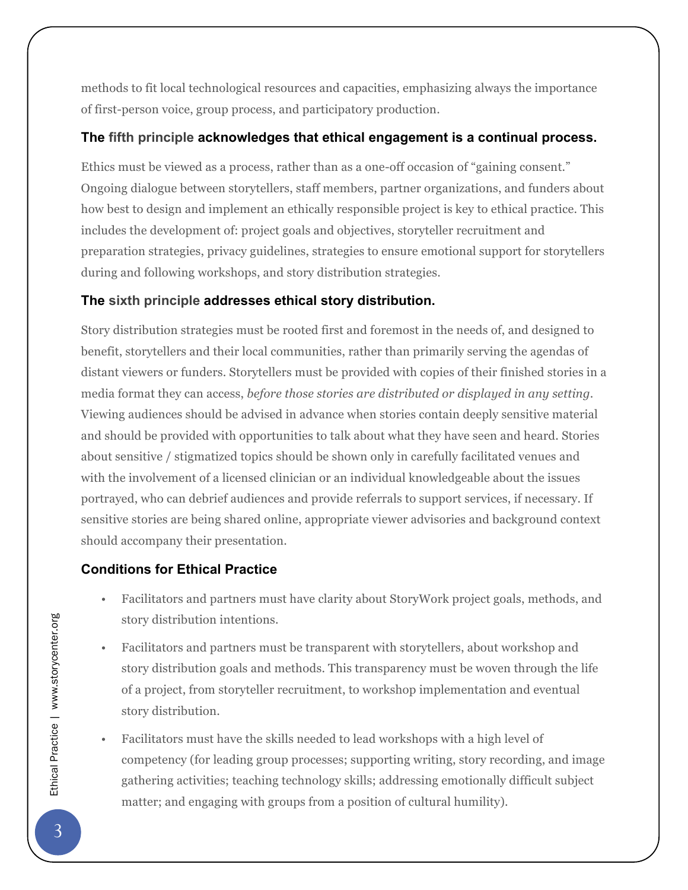methods to fit local technological resources and capacities, emphasizing always the importance of first-person voice, group process, and participatory production.

### The fifth principle acknowledges that ethical engagement is a continual process.

Ethics must be viewed as a process, rather than as a one-off occasion of "gaining consent." Ongoing dialogue between storytellers, staff members, partner organizations, and funders about how best to design and implement an ethically responsible project is key to ethical practice. This includes the development of: project goals and objectives, storyteller recruitment and preparation strategies, privacy guidelines, strategies to ensure emotional support for storytellers during and following workshops, and story distribution strategies.

### The sixth principle addresses ethical story distribution.

Story distribution strategies must be rooted first and foremost in the needs of, and designed to benefit, storytellers and their local communities, rather than primarily serving the agendas of distant viewers or funders. Storytellers must be provided with copies of their finished stories in a media format they can access, *before those stories are distributed or displayed in any setting*. Viewing audiences should be advised in advance when stories contain deeply sensitive material and should be provided with opportunities to talk about what they have seen and heard. Stories about sensitive / stigmatized topics should be shown only in carefully facilitated venues and with the involvement of a licensed clinician or an individual knowledgeable about the issues portrayed, who can debrief audiences and provide referrals to support services, if necessary. If sensitive stories are being shared online, appropriate viewer advisories and background context should accompany their presentation.

### Conditions for Ethical Practice

- Facilitators and partners must have clarity about StoryWork project goals, methods, and story distribution intentions.
- Facilitators and partners must be transparent with storytellers, about workshop and story distribution goals and methods. This transparency must be woven through the life of a project, from storyteller recruitment, to workshop implementation and eventual story distribution.
- Facilitators must have the skills needed to lead workshops with a high level of competency (for leading group processes; supporting writing, story recording, and image gathering activities; teaching technology skills; addressing emotionally difficult subject matter; and engaging with groups from a position of cultural humility).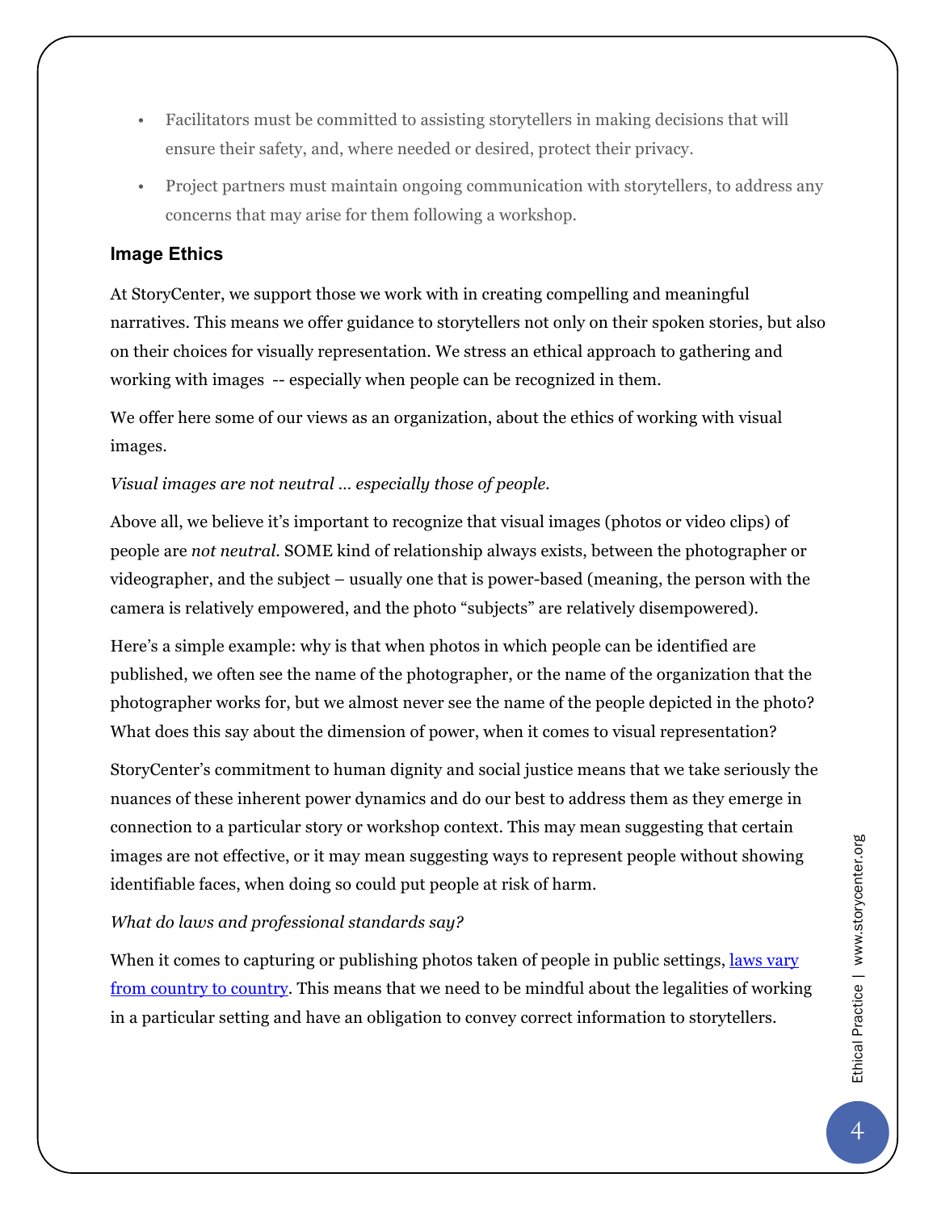- Facilitators must be committed to assisting storytellers in making decisions that will ensure their safety, and, where needed or desired, protect their privacy.
- Project partners must maintain ongoing communication with storytellers, to address any concerns that may arise for them following a workshop.

### Image Ethics

At StoryCenter, we support those we work with in creating compelling and meaningful narratives. This means we offer guidance to storytellers not only on their spoken stories, but also on their choices for visually representation. We stress an ethical approach to gathering and working with images -- especially when people can be recognized in them.

We offer here some of our views as an organization, about the ethics of working with visual images.

*Visual images are not neutral … especially those of people.*

Above all, we believe it's important to recognize that visual images (photos or video clips) of people are *not neutral*. SOME kind of relationship always exists, between the photographer or videographer, and the subject – usually one that is power-based (meaning, the person with the camera is relatively empowered, and the photo "subjects" are relatively disempowered).

Here's a simple example: why is that when photos in which people can be identified are published, we often see the name of the photographer, or the name of the organization that the photographer works for, but we almost never see the name of the people depicted in the photo? What does this say about the dimension of power, when it comes to visual representation?

StoryCenter's commitment to human dignity and social justice means that we take seriously the nuances of these inherent power dynamics and do our best to address them as they emerge in connection to a particular story or workshop context. This may mean suggesting that certain images are not effective, or it may mean suggesting ways to represent people without showing identifiable faces, when doing so could put people at risk of harm.

*What do laws and professional standards say?*

When it comes to capturing or publishing photos taken of people in public settings, [laws vary from country to country](). This means that we need to be mindful about the legalities of working in a particular setting and have an obligation to convey correct information to storytellers.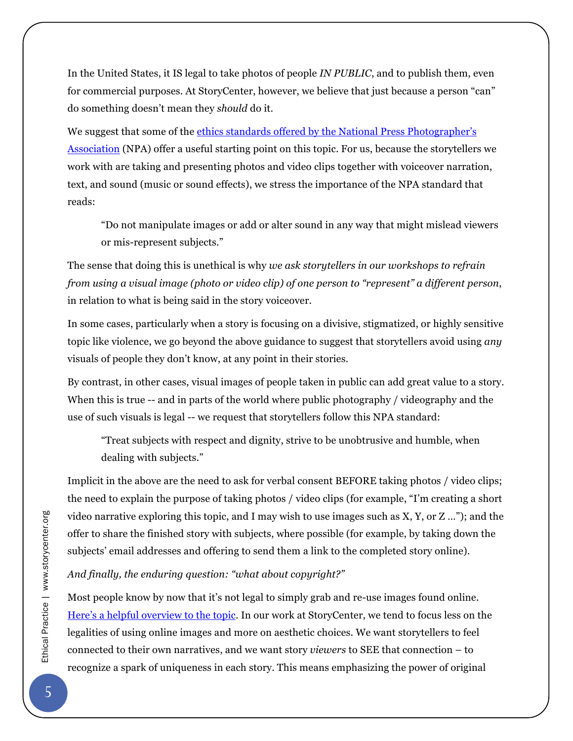In the United States, it IS legal to take photos of people *IN PUBLIC*, and to publish them, even for commercial purposes. At StoryCenter, however, we believe that just because a person "can" do something doesn't mean they *should* do it.

We suggest that some of the ethics standards offered by the National Press Photographer's Association (NPA) offer a useful starting point on this topic. For us, because the storytellers we work with are taking and presenting photos and video clips together with voiceover narration, text, and sound (music or sound effects), we stress the importance of the NPA standard that reads:

> "Do not manipulate images or add or alter sound in any way that might mislead viewers or mis-represent subjects."

The sense that doing this is unethical is why *we ask storytellers in our workshops to refrain from using a visual image (photo or video clip) of one person to "represent" a different person*, in relation to what is being said in the story voiceover.

In some cases, particularly when a story is focusing on a divisive, stigmatized, or highly sensitive topic like violence, we go beyond the above guidance to suggest that storytellers avoid using *any* visuals of people they don't know, at any point in their stories.

By contrast, in other cases, visual images of people taken in public can add great value to a story. When this is true -- and in parts of the world where public photography / videography and the use of such visuals is legal -- we request that storytellers follow this NPA standard:

> "Treat subjects with respect and dignity, strive to be unobtrusive and humble, when dealing with subjects."

Implicit in the above are the need to ask for verbal consent BEFORE taking photos / video clips; the need to explain the purpose of taking photos / video clips (for example, "I'm creating a short video narrative exploring this topic, and I may wish to use images such as X, Y, or Z ..."); and the offer to share the finished story with subjects, where possible (for example, by taking down the subjects' email addresses and offering to send them a link to the completed story online).

*And finally, the enduring question: "what about copyright?"*

Most people know by now that it's not legal to simply grab and re-use images found online. Here's a helpful overview to the topic. In our work at StoryCenter, we tend to focus less on the legalities of using online images and more on aesthetic choices. We want storytellers to feel connected to their own narratives, and we want story *viewers* to SEE that connection – to recognize a spark of uniqueness in each story. This means emphasizing the power of original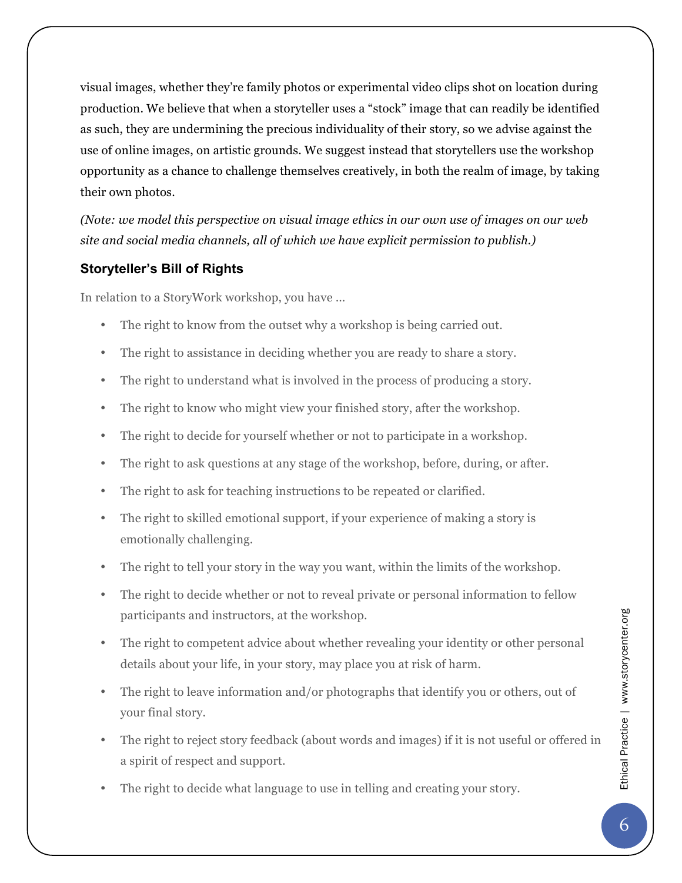visual images, whether they're family photos or experimental video clips shot on location during production. We believe that when a storyteller uses a "stock" image that can readily be identified as such, they are undermining the precious individuality of their story, so we advise against the use of online images, on artistic grounds. We suggest instead that storytellers use the workshop opportunity as a chance to challenge themselves creatively, in both the realm of image, by taking their own photos.

*(Note: we model this perspective on visual image ethics in our own use of images on our web site and social media channels, all of which we have explicit permission to publish.)*

### Storyteller's Bill of Rights

In relation to a StoryWork workshop, you have …

- The right to know from the outset why a workshop is being carried out.
- The right to assistance in deciding whether you are ready to share a story.
- The right to understand what is involved in the process of producing a story.
- The right to know who might view your finished story, after the workshop.
- The right to decide for yourself whether or not to participate in a workshop.
- The right to ask questions at any stage of the workshop, before, during, or after.
- The right to ask for teaching instructions to be repeated or clarified.
- The right to skilled emotional support, if your experience of making a story is emotionally challenging.
- The right to tell your story in the way you want, within the limits of the workshop.
- The right to decide whether or not to reveal private or personal information to fellow participants and instructors, at the workshop.
- The right to competent advice about whether revealing your identity or other personal details about your life, in your story, may place you at risk of harm.
- The right to leave information and/or photographs that identify you or others, out of your final story.
- The right to reject story feedback (about words and images) if it is not useful or offered in a spirit of respect and support.
- The right to decide what language to use in telling and creating your story.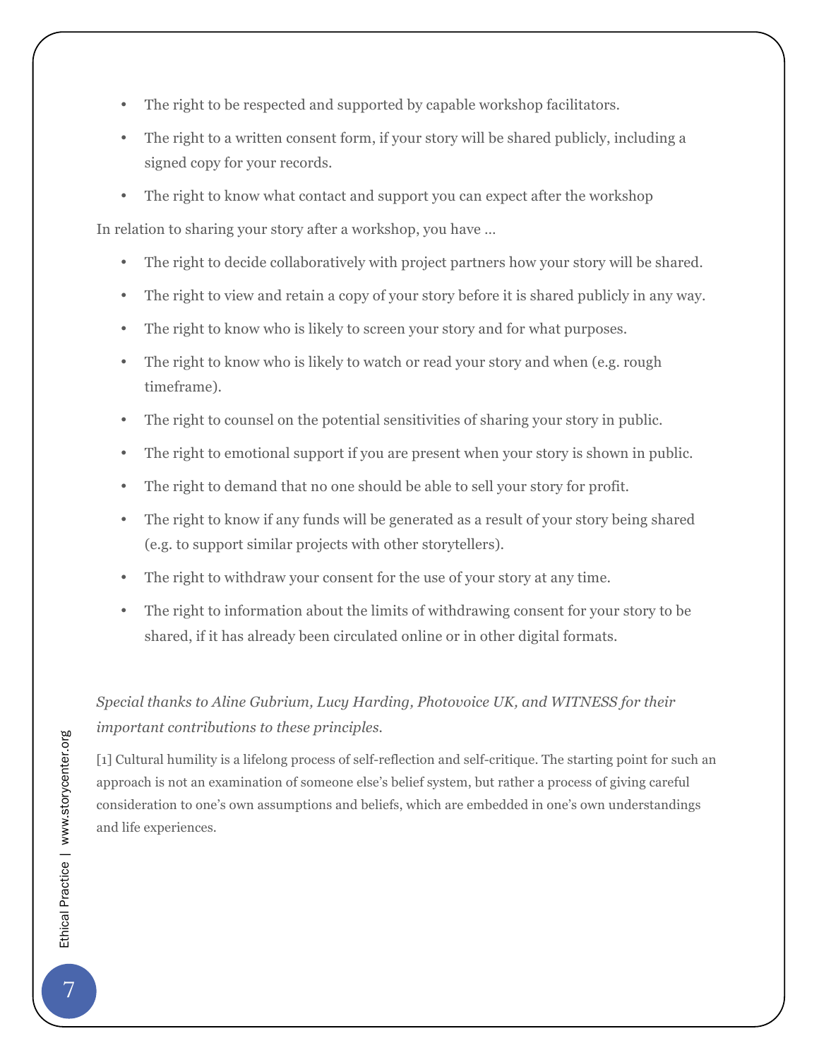- The right to be respected and supported by capable workshop facilitators.
- The right to a written consent form, if your story will be shared publicly, including a signed copy for your records.
- The right to know what contact and support you can expect after the workshop

In relation to sharing your story after a workshop, you have …

- The right to decide collaboratively with project partners how your story will be shared.
- The right to view and retain a copy of your story before it is shared publicly in any way.
- The right to know who is likely to screen your story and for what purposes.
- The right to know who is likely to watch or read your story and when (e.g. rough timeframe).
- The right to counsel on the potential sensitivities of sharing your story in public.
- The right to emotional support if you are present when your story is shown in public.
- The right to demand that no one should be able to sell your story for profit.
- The right to know if any funds will be generated as a result of your story being shared (e.g. to support similar projects with other storytellers).
- The right to withdraw your consent for the use of your story at any time.
- The right to information about the limits of withdrawing consent for your story to be shared, if it has already been circulated online or in other digital formats.

*Special thanks to Aline Gubrium, Lucy Harding, Photovoice UK, and WITNESS for their important contributions to these principles.*

[1] Cultural humility is a lifelong process of self-reflection and self-critique. The starting point for such an approach is not an examination of someone else's belief system, but rather a process of giving careful consideration to one's own assumptions and beliefs, which are embedded in one's own understandings and life experiences.